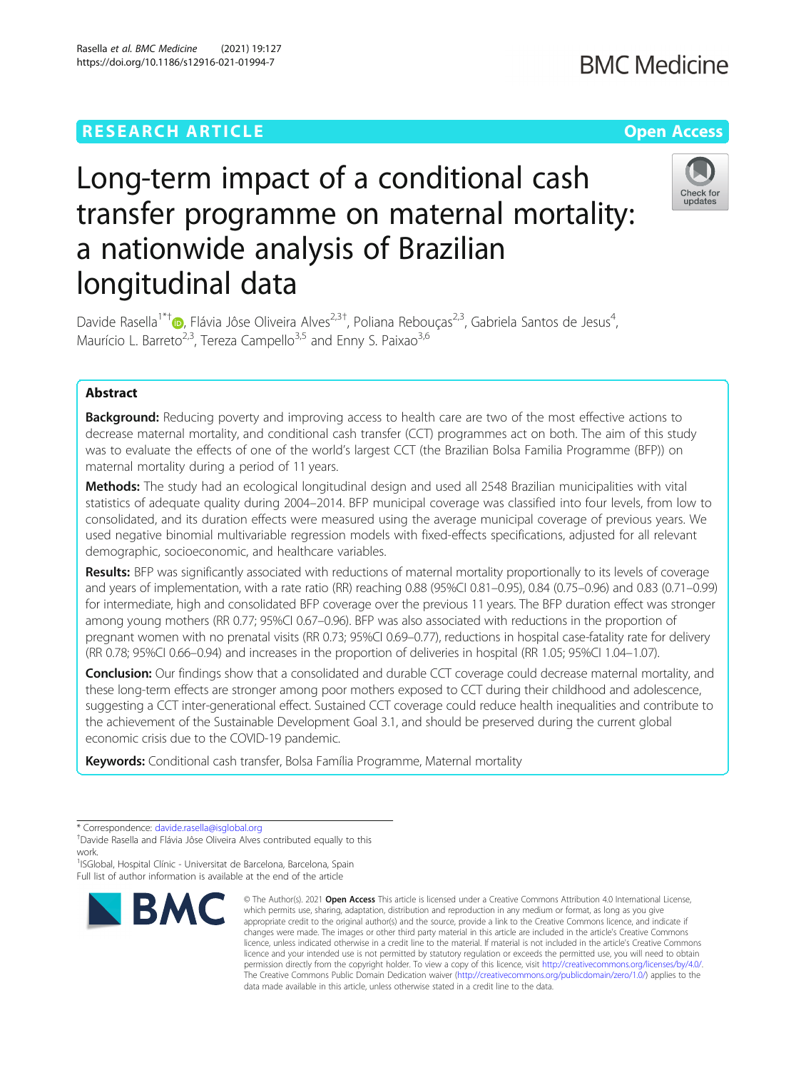RESEARCH ARTICLE

Open Access

# Long-term impact of a conditional cash transfer programme on maternal mortality: a nationwide analysis of Brazilian longitudinal data

Davide Rasella[1*†], Flávia Jôse Oliveira Alves[2,3†], Poliana Rebouças[2,3], Gabriela Santos de Jesus[4], Maurício L. Barreto[2,3], Tereza Campello[3,5] and Enny S. Paixao[3,6]

## Abstract

**Background:** Reducing poverty and improving access to health care are two of the most effective actions to decrease maternal mortality, and conditional cash transfer (CCT) programmes act on both. The aim of this study was to evaluate the effects of one of the world's largest CCT (the Brazilian Bolsa Familia Programme (BFP)) on maternal mortality during a period of 11 years.

**Methods:** The study had an ecological longitudinal design and used all 2548 Brazilian municipalities with vital statistics of adequate quality during 2004–2014. BFP municipal coverage was classified into four levels, from low to consolidated, and its duration effects were measured using the average municipal coverage of previous years. We used negative binomial multivariable regression models with fixed-effects specifications, adjusted for all relevant demographic, socioeconomic, and healthcare variables.

**Results:** BFP was significantly associated with reductions of maternal mortality proportionally to its levels of coverage and years of implementation, with a rate ratio (RR) reaching 0.88 (95%CI 0.81–0.95), 0.84 (0.75–0.96) and 0.83 (0.71–0.99) for intermediate, high and consolidated BFP coverage over the previous 11 years. The BFP duration effect was stronger among young mothers (RR 0.77; 95%CI 0.67–0.96). BFP was also associated with reductions in the proportion of pregnant women with no prenatal visits (RR 0.73; 95%CI 0.69–0.77), reductions in hospital case-fatality rate for delivery (RR 0.78; 95%CI 0.66–0.94) and increases in the proportion of deliveries in hospital (RR 1.05; 95%CI 1.04–1.07).

**Conclusion:** Our findings show that a consolidated and durable CCT coverage could decrease maternal mortality, and these long-term effects are stronger among poor mothers exposed to CCT during their childhood and adolescence, suggesting a CCT inter-generational effect. Sustained CCT coverage could reduce health inequalities and contribute to the achievement of the Sustainable Development Goal 3.1, and should be preserved during the current global economic crisis due to the COVID-19 pandemic.

**Keywords:** Conditional cash transfer, Bolsa Família Programme, Maternal mortality

---

\* Correspondence: davide.rasella@isglobal.org
†Davide Rasella and Flávia Jôse Oliveira Alves contributed equally to this work.
[1]ISGlobal, Hospital Clínic - Universitat de Barcelona, Barcelona, Spain
Full list of author information is available at the end of the article

© The Author(s). 2021 **Open Access** This article is licensed under a Creative Commons Attribution 4.0 International License, which permits use, sharing, adaptation, distribution and reproduction in any medium or format, as long as you give appropriate credit to the original author(s) and the source, provide a link to the Creative Commons licence, and indicate if changes were made. The images or other third party material in this article are included in the article's Creative Commons licence, unless indicated otherwise in a credit line to the material. If material is not included in the article's Creative Commons licence and your intended use is not permitted by statutory regulation or exceeds the permitted use, you will need to obtain permission directly from the copyright holder. To view a copy of this licence, visit http://creativecommons.org/licenses/by/4.0/. The Creative Commons Public Domain Dedication waiver (http://creativecommons.org/publicdomain/zero/1.0/) applies to the data made available in this article, unless otherwise stated in a credit line to the data.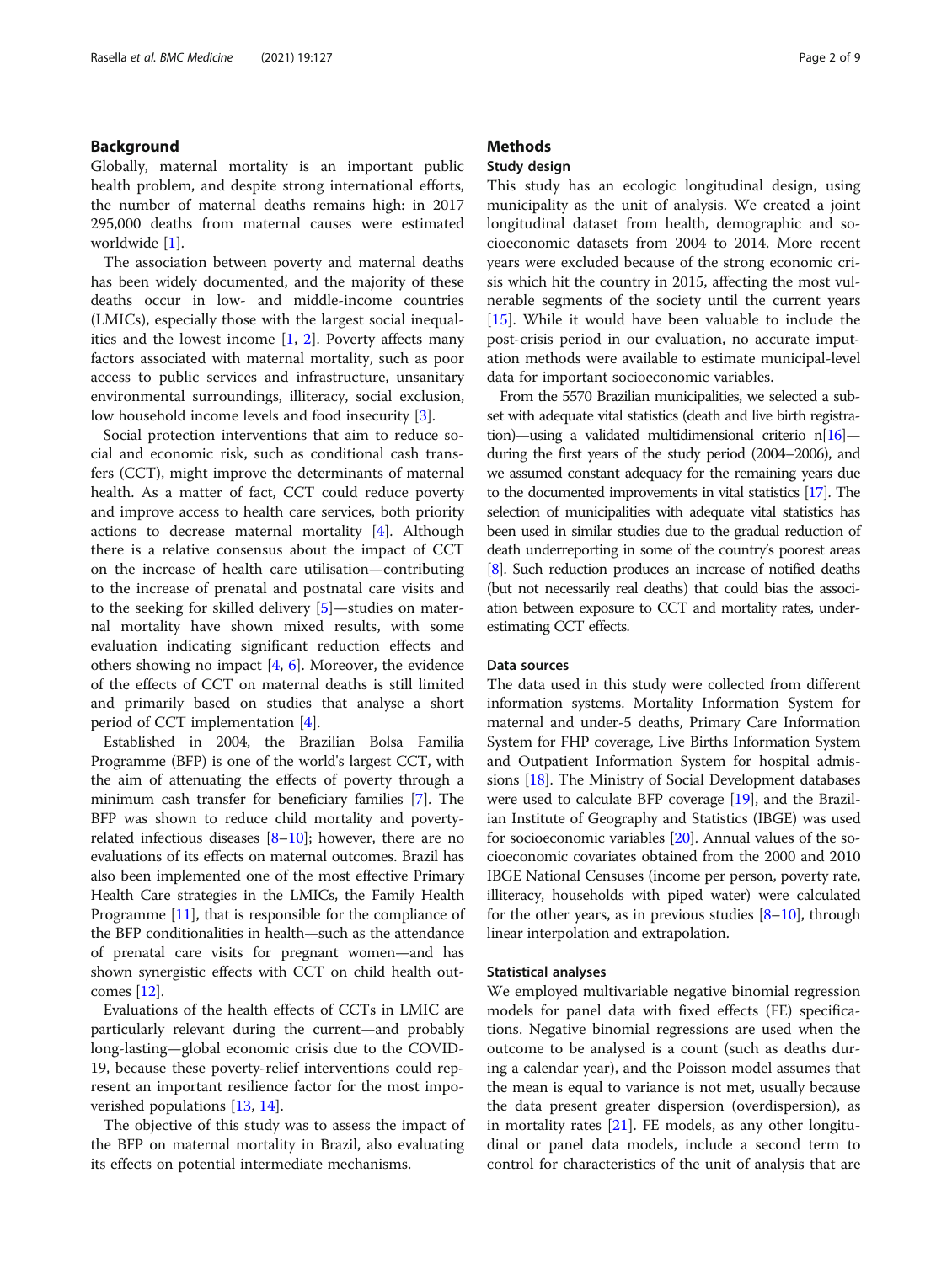## Background

Globally, maternal mortality is an important public health problem, and despite strong international efforts, the number of maternal deaths remains high: in 2017 295,000 deaths from maternal causes were estimated worldwide [1].

The association between poverty and maternal deaths has been widely documented, and the majority of these deaths occur in low- and middle-income countries (LMICs), especially those with the largest social inequalities and the lowest income [1, 2]. Poverty affects many factors associated with maternal mortality, such as poor access to public services and infrastructure, unsanitary environmental surroundings, illiteracy, social exclusion, low household income levels and food insecurity [3].

Social protection interventions that aim to reduce social and economic risk, such as conditional cash transfers (CCT), might improve the determinants of maternal health. As a matter of fact, CCT could reduce poverty and improve access to health care services, both priority actions to decrease maternal mortality [4]. Although there is a relative consensus about the impact of CCT on the increase of health care utilisation—contributing to the increase of prenatal and postnatal care visits and to the seeking for skilled delivery [5]—studies on maternal mortality have shown mixed results, with some evaluation indicating significant reduction effects and others showing no impact [4, 6]. Moreover, the evidence of the effects of CCT on maternal deaths is still limited and primarily based on studies that analyse a short period of CCT implementation [4].

Established in 2004, the Brazilian Bolsa Familia Programme (BFP) is one of the world's largest CCT, with the aim of attenuating the effects of poverty through a minimum cash transfer for beneficiary families [7]. The BFP was shown to reduce child mortality and poverty-related infectious diseases [8–10]; however, there are no evaluations of its effects on maternal outcomes. Brazil has also been implemented one of the most effective Primary Health Care strategies in the LMICs, the Family Health Programme [11], that is responsible for the compliance of the BFP conditionalities in health—such as the attendance of prenatal care visits for pregnant women—and has shown synergistic effects with CCT on child health outcomes [12].

Evaluations of the health effects of CCTs in LMIC are particularly relevant during the current—and probably long-lasting—global economic crisis due to the COVID-19, because these poverty-relief interventions could represent an important resilience factor for the most impoverished populations [13, 14].

The objective of this study was to assess the impact of the BFP on maternal mortality in Brazil, also evaluating its effects on potential intermediate mechanisms.

## Methods

### Study design

This study has an ecologic longitudinal design, using municipality as the unit of analysis. We created a joint longitudinal dataset from health, demographic and socioeconomic datasets from 2004 to 2014. More recent years were excluded because of the strong economic crisis which hit the country in 2015, affecting the most vulnerable segments of the society until the current years [15]. While it would have been valuable to include the post-crisis period in our evaluation, no accurate imputation methods were available to estimate municipal-level data for important socioeconomic variables.

From the 5570 Brazilian municipalities, we selected a subset with adequate vital statistics (death and live birth registration)—using a validated multidimensional criterio n[16]—during the first years of the study period (2004–2006), and we assumed constant adequacy for the remaining years due to the documented improvements in vital statistics [17]. The selection of municipalities with adequate vital statistics has been used in similar studies due to the gradual reduction of death underreporting in some of the country's poorest areas [8]. Such reduction produces an increase of notified deaths (but not necessarily real deaths) that could bias the association between exposure to CCT and mortality rates, underestimating CCT effects.

### Data sources

The data used in this study were collected from different information systems. Mortality Information System for maternal and under-5 deaths, Primary Care Information System for FHP coverage, Live Births Information System and Outpatient Information System for hospital admissions [18]. The Ministry of Social Development databases were used to calculate BFP coverage [19], and the Brazilian Institute of Geography and Statistics (IBGE) was used for socioeconomic variables [20]. Annual values of the socioeconomic covariates obtained from the 2000 and 2010 IBGE National Censuses (income per person, poverty rate, illiteracy, households with piped water) were calculated for the other years, as in previous studies [8–10], through linear interpolation and extrapolation.

### Statistical analyses

We employed multivariable negative binomial regression models for panel data with fixed effects (FE) specifications. Negative binomial regressions are used when the outcome to be analysed is a count (such as deaths during a calendar year), and the Poisson model assumes that the mean is equal to variance is not met, usually because the data present greater dispersion (overdispersion), as in mortality rates [21]. FE models, as any other longitudinal or panel data models, include a second term to control for characteristics of the unit of analysis that are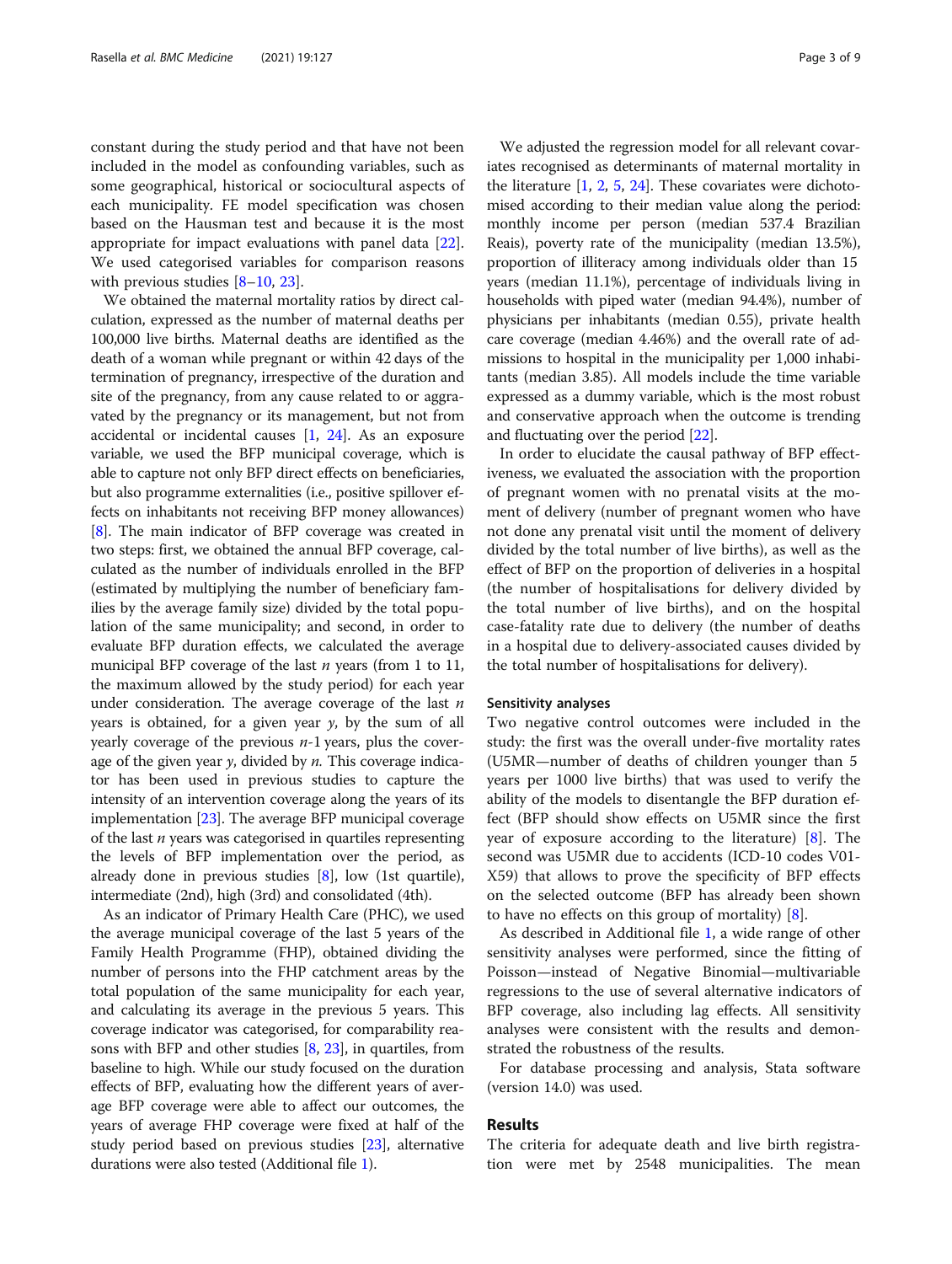constant during the study period and that have not been included in the model as confounding variables, such as some geographical, historical or sociocultural aspects of each municipality. FE model specification was chosen based on the Hausman test and because it is the most appropriate for impact evaluations with panel data [22]. We used categorised variables for comparison reasons with previous studies [8–10, 23].

We obtained the maternal mortality ratios by direct calculation, expressed as the number of maternal deaths per 100,000 live births. Maternal deaths are identified as the death of a woman while pregnant or within 42 days of the termination of pregnancy, irrespective of the duration and site of the pregnancy, from any cause related to or aggravated by the pregnancy or its management, but not from accidental or incidental causes [1, 24]. As an exposure variable, we used the BFP municipal coverage, which is able to capture not only BFP direct effects on beneficiaries, but also programme externalities (i.e., positive spillover effects on inhabitants not receiving BFP money allowances) [8]. The main indicator of BFP coverage was created in two steps: first, we obtained the annual BFP coverage, calculated as the number of individuals enrolled in the BFP (estimated by multiplying the number of beneficiary families by the average family size) divided by the total population of the same municipality; and second, in order to evaluate BFP duration effects, we calculated the average municipal BFP coverage of the last $n$ years (from 1 to 11, the maximum allowed by the study period) for each year under consideration. The average coverage of the last $n$ years is obtained, for a given year $y$, by the sum of all yearly coverage of the previous $n$-1 years, plus the coverage of the given year $y$, divided by $n$. This coverage indicator has been used in previous studies to capture the intensity of an intervention coverage along the years of its implementation [23]. The average BFP municipal coverage of the last $n$ years was categorised in quartiles representing the levels of BFP implementation over the period, as already done in previous studies [8], low (1st quartile), intermediate (2nd), high (3rd) and consolidated (4th).

As an indicator of Primary Health Care (PHC), we used the average municipal coverage of the last 5 years of the Family Health Programme (FHP), obtained dividing the number of persons into the FHP catchment areas by the total population of the same municipality for each year, and calculating its average in the previous 5 years. This coverage indicator was categorised, for comparability reasons with BFP and other studies [8, 23], in quartiles, from baseline to high. While our study focused on the duration effects of BFP, evaluating how the different years of average BFP coverage were able to affect our outcomes, the years of average FHP coverage were fixed at half of the study period based on previous studies [23], alternative durations were also tested (Additional file 1).

We adjusted the regression model for all relevant covariates recognised as determinants of maternal mortality in the literature [1, 2, 5, 24]. These covariates were dichotomised according to their median value along the period: monthly income per person (median 537.4 Brazilian Reais), poverty rate of the municipality (median 13.5%), proportion of illiteracy among individuals older than 15 years (median 11.1%), percentage of individuals living in households with piped water (median 94.4%), number of physicians per inhabitants (median 0.55), private health care coverage (median 4.46%) and the overall rate of admissions to hospital in the municipality per 1,000 inhabitants (median 3.85). All models include the time variable expressed as a dummy variable, which is the most robust and conservative approach when the outcome is trending and fluctuating over the period [22].

In order to elucidate the causal pathway of BFP effectiveness, we evaluated the association with the proportion of pregnant women with no prenatal visits at the moment of delivery (number of pregnant women who have not done any prenatal visit until the moment of delivery divided by the total number of live births), as well as the effect of BFP on the proportion of deliveries in a hospital (the number of hospitalisations for delivery divided by the total number of live births), and on the hospital case-fatality rate due to delivery (the number of deaths in a hospital due to delivery-associated causes divided by the total number of hospitalisations for delivery).

### Sensitivity analyses

Two negative control outcomes were included in the study: the first was the overall under-five mortality rates (U5MR—number of deaths of children younger than 5 years per 1000 live births) that was used to verify the ability of the models to disentangle the BFP duration effect (BFP should show effects on U5MR since the first year of exposure according to the literature) [8]. The second was U5MR due to accidents (ICD-10 codes V01-X59) that allows to prove the specificity of BFP effects on the selected outcome (BFP has already been shown to have no effects on this group of mortality) [8].

As described in Additional file 1, a wide range of other sensitivity analyses were performed, since the fitting of Poisson—instead of Negative Binomial—multivariable regressions to the use of several alternative indicators of BFP coverage, also including lag effects. All sensitivity analyses were consistent with the results and demonstrated the robustness of the results.

For database processing and analysis, Stata software (version 14.0) was used.

## Results

The criteria for adequate death and live birth registration were met by 2548 municipalities. The mean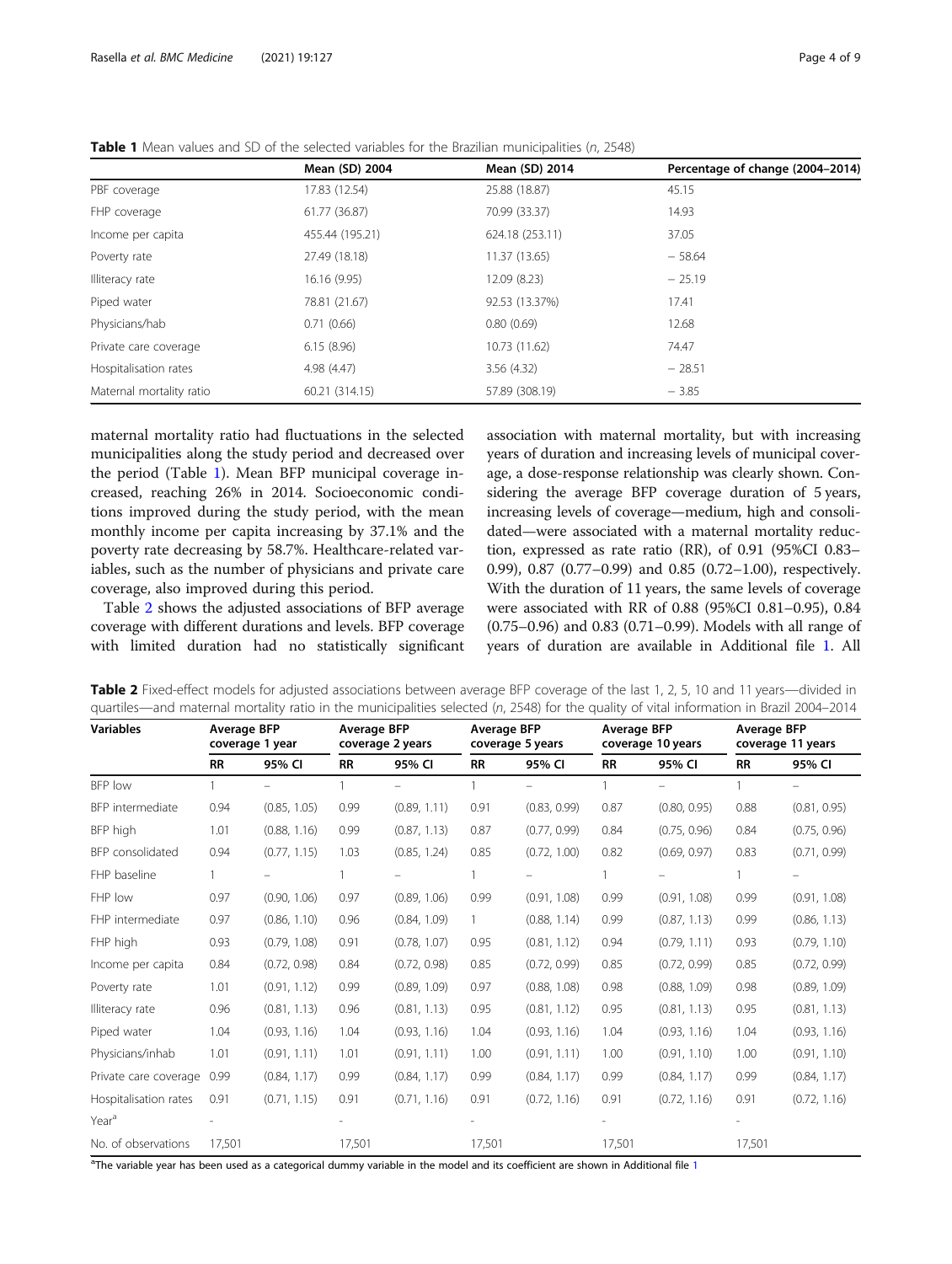**Table 1** Mean values and SD of the selected variables for the Brazilian municipalities (*n*, 2548)

| | Mean (SD) 2004 | Mean (SD) 2014 | Percentage of change (2004–2014) |
|---|---|---|---|
| PBF coverage | 17.83 (12.54) | 25.88 (18.87) | 45.15 |
| FHP coverage | 61.77 (36.87) | 70.99 (33.37) | 14.93 |
| Income per capita | 455.44 (195.21) | 624.18 (253.11) | 37.05 |
| Poverty rate | 27.49 (18.18) | 11.37 (13.65) | − 58.64 |
| Illiteracy rate | 16.16 (9.95) | 12.09 (8.23) | − 25.19 |
| Piped water | 78.81 (21.67) | 92.53 (13.37%) | 17.41 |
| Physicians/hab | 0.71 (0.66) | 0.80 (0.69) | 12.68 |
| Private care coverage | 6.15 (8.96) | 10.73 (11.62) | 74.47 |
| Hospitalisation rates | 4.98 (4.47) | 3.56 (4.32) | − 28.51 |
| Maternal mortality ratio | 60.21 (314.15) | 57.89 (308.19) | − 3.85 |

maternal mortality ratio had fluctuations in the selected municipalities along the study period and decreased over the period (Table 1). Mean BFP municipal coverage increased, reaching 26% in 2014. Socioeconomic conditions improved during the study period, with the mean monthly income per capita increasing by 37.1% and the poverty rate decreasing by 58.7%. Healthcare-related variables, such as the number of physicians and private care coverage, also improved during this period.

Table 2 shows the adjusted associations of BFP average coverage with different durations and levels. BFP coverage with limited duration had no statistically significant association with maternal mortality, but with increasing years of duration and increasing levels of municipal coverage, a dose-response relationship was clearly shown. Considering the average BFP coverage duration of 5 years, increasing levels of coverage—medium, high and consolidated—were associated with a maternal mortality reduction, expressed as rate ratio (RR), of 0.91 (95%CI 0.83–0.99), 0.87 (0.77–0.99) and 0.85 (0.72–1.00), respectively. With the duration of 11 years, the same levels of coverage were associated with RR of 0.88 (95%CI 0.81–0.95), 0.84 (0.75–0.96) and 0.83 (0.71–0.99). Models with all range of years of duration are available in Additional file 1. All

**Table 2** Fixed-effect models for adjusted associations between average BFP coverage of the last 1, 2, 5, 10 and 11 years—divided in quartiles—and maternal mortality ratio in the municipalities selected (*n*, 2548) for the quality of vital information in Brazil 2004–2014

| Variables | Average BFP coverage 1 year | | Average BFP coverage 2 years | | Average BFP coverage 5 years | | Average BFP coverage 10 years | | Average BFP coverage 11 years | |
|---|---|---|---|---|---|---|---|---|---|---|
| | RR | 95% CI | RR | 95% CI | RR | 95% CI | RR | 95% CI | RR | 95% CI |
| BFP low | 1 | – | 1 | – | 1 | – | 1 | – | 1 | – |
| BFP intermediate | 0.94 | (0.85, 1.05) | 0.99 | (0.89, 1.11) | 0.91 | (0.83, 0.99) | 0.87 | (0.80, 0.95) | 0.88 | (0.81, 0.95) |
| BFP high | 1.01 | (0.88, 1.16) | 0.99 | (0.87, 1.13) | 0.87 | (0.77, 0.99) | 0.84 | (0.75, 0.96) | 0.84 | (0.75, 0.96) |
| BFP consolidated | 0.94 | (0.77, 1.15) | 1.03 | (0.85, 1.24) | 0.85 | (0.72, 1.00) | 0.82 | (0.69, 0.97) | 0.83 | (0.71, 0.99) |
| FHP baseline | 1 | – | 1 | – | 1 | – | 1 | – | 1 | – |
| FHP low | 0.97 | (0.90, 1.06) | 0.97 | (0.89, 1.06) | 0.99 | (0.91, 1.08) | 0.99 | (0.91, 1.08) | 0.99 | (0.91, 1.08) |
| FHP intermediate | 0.97 | (0.86, 1.10) | 0.96 | (0.84, 1.09) | 1 | (0.88, 1.14) | 0.99 | (0.87, 1.13) | 0.99 | (0.86, 1.13) |
| FHP high | 0.93 | (0.79, 1.08) | 0.91 | (0.78, 1.07) | 0.95 | (0.81, 1.12) | 0.94 | (0.79, 1.11) | 0.93 | (0.79, 1.10) |
| Income per capita | 0.84 | (0.72, 0.98) | 0.84 | (0.72, 0.98) | 0.85 | (0.72, 0.99) | 0.85 | (0.72, 0.99) | 0.85 | (0.72, 0.99) |
| Poverty rate | 1.01 | (0.91, 1.12) | 0.99 | (0.89, 1.09) | 0.97 | (0.88, 1.08) | 0.98 | (0.88, 1.09) | 0.98 | (0.89, 1.09) |
| Illiteracy rate | 0.96 | (0.81, 1.13) | 0.96 | (0.81, 1.13) | 0.95 | (0.81, 1.12) | 0.95 | (0.81, 1.13) | 0.95 | (0.81, 1.13) |
| Piped water | 1.04 | (0.93, 1.16) | 1.04 | (0.93, 1.16) | 1.04 | (0.93, 1.16) | 1.04 | (0.93, 1.16) | 1.04 | (0.93, 1.16) |
| Physicians/inhab | 1.01 | (0.91, 1.11) | 1.01 | (0.91, 1.11) | 1.00 | (0.91, 1.11) | 1.00 | (0.91, 1.10) | 1.00 | (0.91, 1.10) |
| Private care coverage | 0.99 | (0.84, 1.17) | 0.99 | (0.84, 1.17) | 0.99 | (0.84, 1.17) | 0.99 | (0.84, 1.17) | 0.99 | (0.84, 1.17) |
| Hospitalisation rates | 0.91 | (0.71, 1.15) | 0.91 | (0.71, 1.16) | 0.91 | (0.72, 1.16) | 0.91 | (0.72, 1.16) | 0.91 | (0.72, 1.16) |
| Year[a] | - | | - | | - | | - | | - | |
| No. of observations | 17,501 | | 17,501 | | 17,501 | | 17,501 | | 17,501 | |

[a]The variable year has been used as a categorical dummy variable in the model and its coefficient are shown in Additional file 1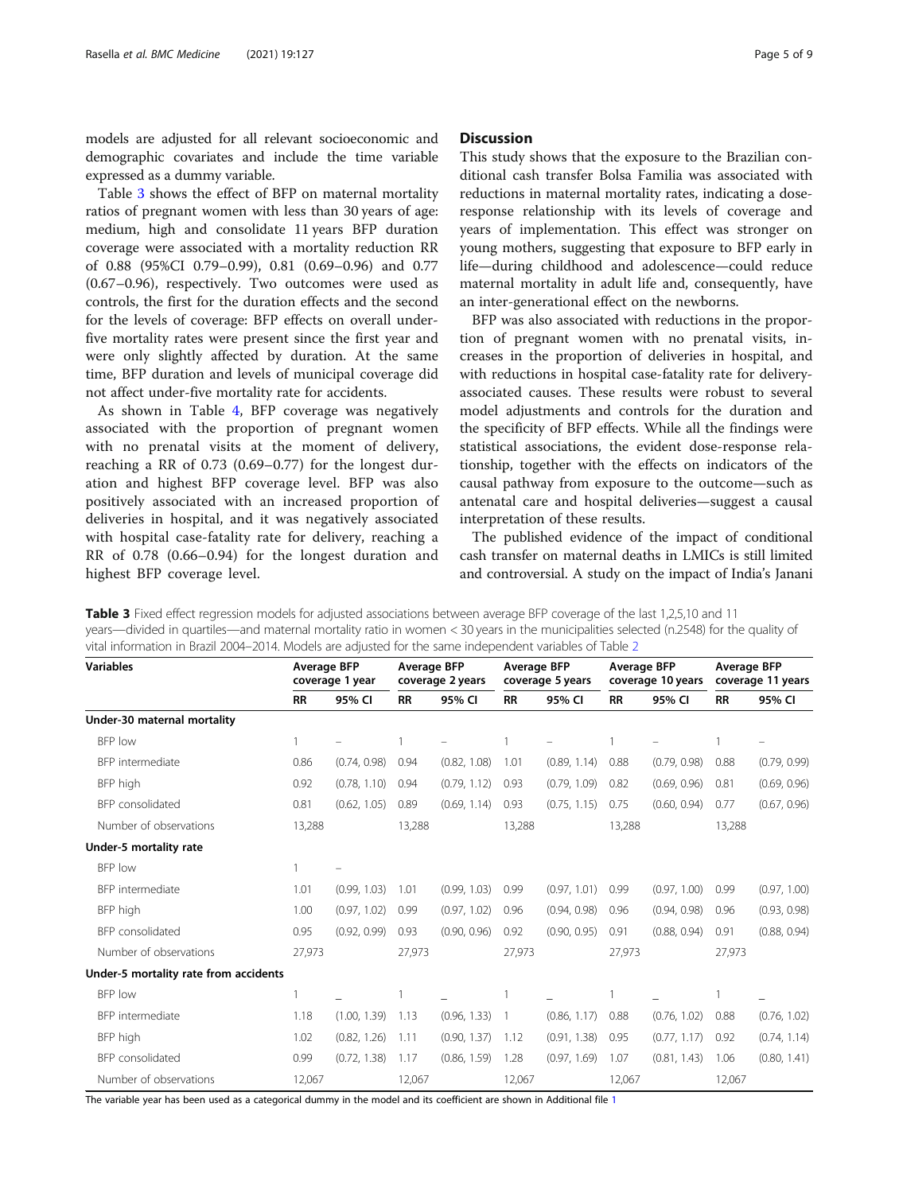models are adjusted for all relevant socioeconomic and demographic covariates and include the time variable expressed as a dummy variable.

Table 3 shows the effect of BFP on maternal mortality ratios of pregnant women with less than 30 years of age: medium, high and consolidate 11 years BFP duration coverage were associated with a mortality reduction RR of 0.88 (95%CI 0.79–0.99), 0.81 (0.69–0.96) and 0.77 (0.67–0.96), respectively. Two outcomes were used as controls, the first for the duration effects and the second for the levels of coverage: BFP effects on overall under-five mortality rates were present since the first year and were only slightly affected by duration. At the same time, BFP duration and levels of municipal coverage did not affect under-five mortality rate for accidents.

As shown in Table 4, BFP coverage was negatively associated with the proportion of pregnant women with no prenatal visits at the moment of delivery, reaching a RR of 0.73 (0.69–0.77) for the longest duration and highest BFP coverage level. BFP was also positively associated with an increased proportion of deliveries in hospital, and it was negatively associated with hospital case-fatality rate for delivery, reaching a RR of 0.78 (0.66–0.94) for the longest duration and highest BFP coverage level.

## Discussion

This study shows that the exposure to the Brazilian conditional cash transfer Bolsa Familia was associated with reductions in maternal mortality rates, indicating a dose-response relationship with its levels of coverage and years of implementation. This effect was stronger on young mothers, suggesting that exposure to BFP early in life—during childhood and adolescence—could reduce maternal mortality in adult life and, consequently, have an inter-generational effect on the newborns.

BFP was also associated with reductions in the proportion of pregnant women with no prenatal visits, increases in the proportion of deliveries in hospital, and with reductions in hospital case-fatality rate for delivery-associated causes. These results were robust to several model adjustments and controls for the duration and the specificity of BFP effects. While all the findings were statistical associations, the evident dose-response relationship, together with the effects on indicators of the causal pathway from exposure to the outcome—such as antenatal care and hospital deliveries—suggest a causal interpretation of these results.

The published evidence of the impact of conditional cash transfer on maternal deaths in LMICs is still limited and controversial. A study on the impact of India's Janani

**Table 3** Fixed effect regression models for adjusted associations between average BFP coverage of the last 1,2,5,10 and 11 years—divided in quartiles—and maternal mortality ratio in women < 30 years in the municipalities selected (n.2548) for the quality of vital information in Brazil 2004–2014. Models are adjusted for the same independent variables of Table 2

| Variables | Average BFP coverage 1 year | | Average BFP coverage 2 years | | Average BFP coverage 5 years | | Average BFP coverage 10 years | | Average BFP coverage 11 years | |
|---|---|---|---|---|---|---|---|---|---|---|
| | RR | 95% CI | RR | 95% CI | RR | 95% CI | RR | 95% CI | RR | 95% CI |
| **Under-30 maternal mortality** | | | | | | | | | | |
| BFP low | 1 | – | 1 | – | 1 | – | 1 | – | 1 | – |
| BFP intermediate | 0.86 | (0.74, 0.98) | 0.94 | (0.82, 1.08) | 1.01 | (0.89, 1.14) | 0.88 | (0.79, 0.98) | 0.88 | (0.79, 0.99) |
| BFP high | 0.92 | (0.78, 1.10) | 0.94 | (0.79, 1.12) | 0.93 | (0.79, 1.09) | 0.82 | (0.69, 0.96) | 0.81 | (0.69, 0.96) |
| BFP consolidated | 0.81 | (0.62, 1.05) | 0.89 | (0.69, 1.14) | 0.93 | (0.75, 1.15) | 0.75 | (0.60, 0.94) | 0.77 | (0.67, 0.96) |
| Number of observations | 13,288 | | 13,288 | | 13,288 | | 13,288 | | 13,288 | |
| **Under-5 mortality rate** | | | | | | | | | | |
| BFP low | 1 | – | | | | | | | | |
| BFP intermediate | 1.01 | (0.99, 1.03) | 1.01 | (0.99, 1.03) | 0.99 | (0.97, 1.01) | 0.99 | (0.97, 1.00) | 0.99 | (0.97, 1.00) |
| BFP high | 1.00 | (0.97, 1.02) | 0.99 | (0.97, 1.02) | 0.96 | (0.94, 0.98) | 0.96 | (0.94, 0.98) | 0.96 | (0.93, 0.98) |
| BFP consolidated | 0.95 | (0.92, 0.99) | 0.93 | (0.90, 0.96) | 0.92 | (0.90, 0.95) | 0.91 | (0.88, 0.94) | 0.91 | (0.88, 0.94) |
| Number of observations | 27,973 | | 27,973 | | 27,973 | | 27,973 | | 27,973 | |
| **Under-5 mortality rate from accidents** | | | | | | | | | | |
| BFP low | 1 | – | 1 | – | 1 | – | 1 | – | 1 | – |
| BFP intermediate | 1.18 | (1.00, 1.39) | 1.13 | (0.96, 1.33) | 1 | (0.86, 1.17) | 0.88 | (0.76, 1.02) | 0.88 | (0.76, 1.02) |
| BFP high | 1.02 | (0.82, 1.26) | 1.11 | (0.90, 1.37) | 1.12 | (0.91, 1.38) | 0.95 | (0.77, 1.17) | 0.92 | (0.74, 1.14) |
| BFP consolidated | 0.99 | (0.72, 1.38) | 1.17 | (0.86, 1.59) | 1.28 | (0.97, 1.69) | 1.07 | (0.81, 1.43) | 1.06 | (0.80, 1.41) |
| Number of observations | 12,067 | | 12,067 | | 12,067 | | 12,067 | | 12,067 | |

The variable year has been used as a categorical dummy in the model and its coefficient are shown in Additional file 1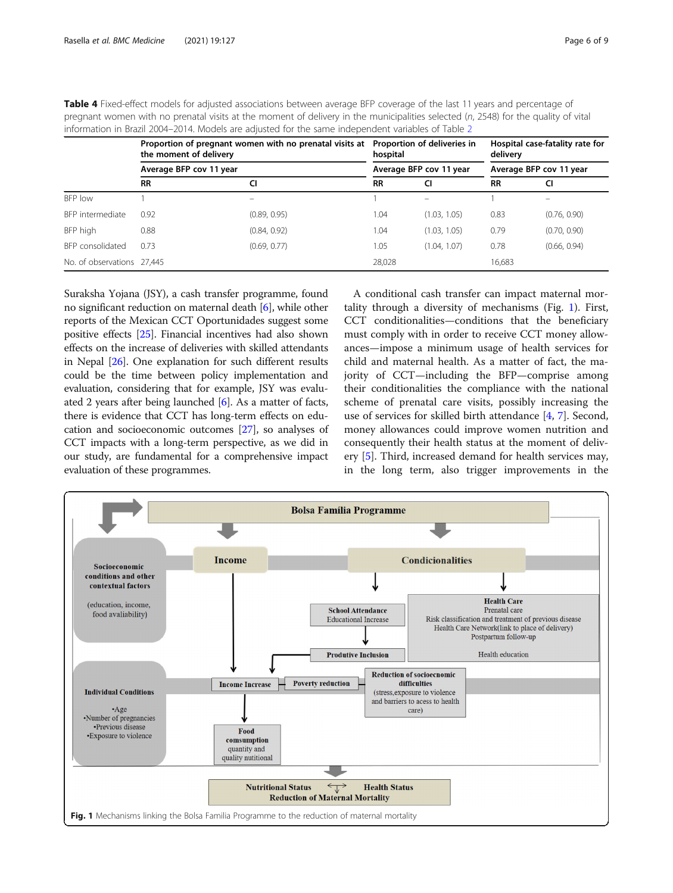**Table 4** Fixed-effect models for adjusted associations between average BFP coverage of the last 11 years and percentage of pregnant women with no prenatal visits at the moment of delivery in the municipalities selected (*n*, 2548) for the quality of vital information in Brazil 2004–2014. Models are adjusted for the same independent variables of Table 2

| | Proportion of pregnant women with no prenatal visits at the moment of delivery | | Proportion of deliveries in hospital | | Hospital case-fatality rate for delivery | |
|---|---|---|---|---|---|---|
| | Average BFP cov 11 year | | Average BFP cov 11 year | | Average BFP cov 11 year | |
| | RR | CI | RR | CI | RR | CI |
| BFP low | 1 | – | 1 | – | 1 | – |
| BFP intermediate | 0.92 | (0.89, 0.95) | 1.04 | (1.03, 1.05) | 0.83 | (0.76, 0.90) |
| BFP high | 0.88 | (0.84, 0.92) | 1.04 | (1.03, 1.05) | 0.79 | (0.70, 0.90) |
| BFP consolidated | 0.73 | (0.69, 0.77) | 1.05 | (1.04, 1.07) | 0.78 | (0.66, 0.94) |
| No. of observations | 27,445 | | 28,028 | | 16,683 | |

Suraksha Yojana (JSY), a cash transfer programme, found no significant reduction on maternal death [6], while other reports of the Mexican CCT Oportunidades suggest some positive effects [25]. Financial incentives had also shown effects on the increase of deliveries with skilled attendants in Nepal [26]. One explanation for such different results could be the time between policy implementation and evaluation, considering that for example, JSY was evaluated 2 years after being launched [6]. As a matter of facts, there is evidence that CCT has long-term effects on education and socioeconomic outcomes [27], so analyses of CCT impacts with a long-term perspective, as we did in our study, are fundamental for a comprehensive impact evaluation of these programmes.

A conditional cash transfer can impact maternal mortality through a diversity of mechanisms (Fig. 1). First, CCT conditionalities—conditions that the beneficiary must comply with in order to receive CCT money allowances—impose a minimum usage of health services for child and maternal health. As a matter of fact, the majority of CCT—including the BFP—comprise among their conditionalities the compliance with the national scheme of prenatal care visits, possibly increasing the use of services for skilled birth attendance [4, 7]. Second, money allowances could improve women nutrition and consequently their health status at the moment of delivery [5]. Third, increased demand for health services may, in the long term, also trigger improvements in the

**Fig. 1** Mechanisms linking the Bolsa Familia Programme to the reduction of maternal mortality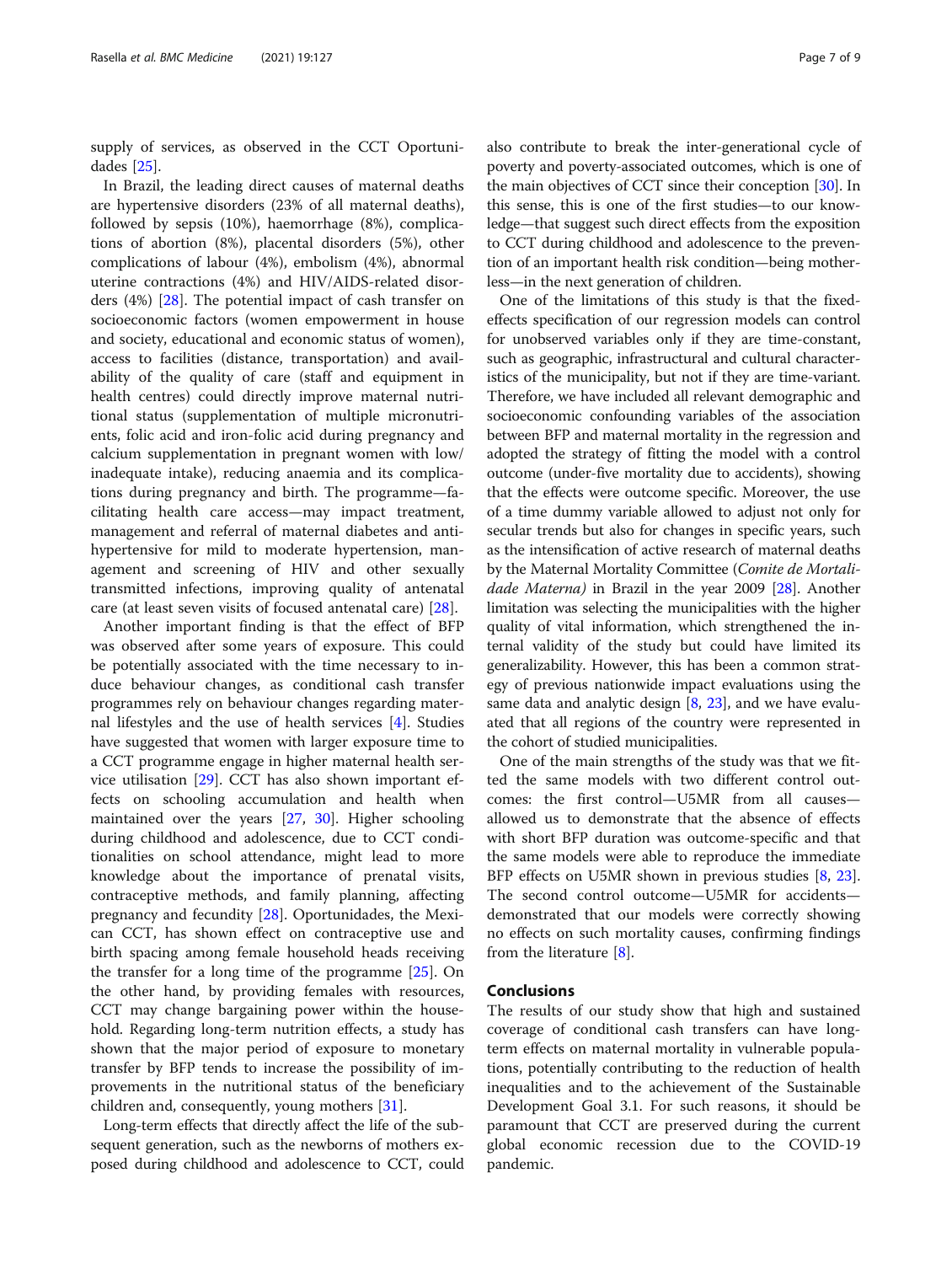supply of services, as observed in the CCT Oportunidades [25].

In Brazil, the leading direct causes of maternal deaths are hypertensive disorders (23% of all maternal deaths), followed by sepsis (10%), haemorrhage (8%), complications of abortion (8%), placental disorders (5%), other complications of labour (4%), embolism (4%), abnormal uterine contractions (4%) and HIV/AIDS-related disorders (4%) [28]. The potential impact of cash transfer on socioeconomic factors (women empowerment in house and society, educational and economic status of women), access to facilities (distance, transportation) and availability of the quality of care (staff and equipment in health centres) could directly improve maternal nutritional status (supplementation of multiple micronutrients, folic acid and iron-folic acid during pregnancy and calcium supplementation in pregnant women with low/inadequate intake), reducing anaemia and its complications during pregnancy and birth. The programme—facilitating health care access—may impact treatment, management and referral of maternal diabetes and antihypertensive for mild to moderate hypertension, management and screening of HIV and other sexually transmitted infections, improving quality of antenatal care (at least seven visits of focused antenatal care) [28].

Another important finding is that the effect of BFP was observed after some years of exposure. This could be potentially associated with the time necessary to induce behaviour changes, as conditional cash transfer programmes rely on behaviour changes regarding maternal lifestyles and the use of health services [4]. Studies have suggested that women with larger exposure time to a CCT programme engage in higher maternal health service utilisation [29]. CCT has also shown important effects on schooling accumulation and health when maintained over the years [27, 30]. Higher schooling during childhood and adolescence, due to CCT conditionalities on school attendance, might lead to more knowledge about the importance of prenatal visits, contraceptive methods, and family planning, affecting pregnancy and fecundity [28]. Oportunidades, the Mexican CCT, has shown effect on contraceptive use and birth spacing among female household heads receiving the transfer for a long time of the programme [25]. On the other hand, by providing females with resources, CCT may change bargaining power within the household. Regarding long-term nutrition effects, a study has shown that the major period of exposure to monetary transfer by BFP tends to increase the possibility of improvements in the nutritional status of the beneficiary children and, consequently, young mothers [31].

Long-term effects that directly affect the life of the subsequent generation, such as the newborns of mothers exposed during childhood and adolescence to CCT, could also contribute to break the inter-generational cycle of poverty and poverty-associated outcomes, which is one of the main objectives of CCT since their conception [30]. In this sense, this is one of the first studies—to our knowledge—that suggest such direct effects from the exposition to CCT during childhood and adolescence to the prevention of an important health risk condition—being motherless—in the next generation of children.

One of the limitations of this study is that the fixed-effects specification of our regression models can control for unobserved variables only if they are time-constant, such as geographic, infrastructural and cultural characteristics of the municipality, but not if they are time-variant. Therefore, we have included all relevant demographic and socioeconomic confounding variables of the association between BFP and maternal mortality in the regression and adopted the strategy of fitting the model with a control outcome (under-five mortality due to accidents), showing that the effects were outcome specific. Moreover, the use of a time dummy variable allowed to adjust not only for secular trends but also for changes in specific years, such as the intensification of active research of maternal deaths by the Maternal Mortality Committee (*Comite de Mortalidade Materna*) in Brazil in the year 2009 [28]. Another limitation was selecting the municipalities with the higher quality of vital information, which strengthened the internal validity of the study but could have limited its generalizability. However, this has been a common strategy of previous nationwide impact evaluations using the same data and analytic design [8, 23], and we have evaluated that all regions of the country were represented in the cohort of studied municipalities.

One of the main strengths of the study was that we fitted the same models with two different control outcomes: the first control—U5MR from all causes—allowed us to demonstrate that the absence of effects with short BFP duration was outcome-specific and that the same models were able to reproduce the immediate BFP effects on U5MR shown in previous studies [8, 23]. The second control outcome—U5MR for accidents—demonstrated that our models were correctly showing no effects on such mortality causes, confirming findings from the literature [8].

## Conclusions

The results of our study show that high and sustained coverage of conditional cash transfers can have long-term effects on maternal mortality in vulnerable populations, potentially contributing to the reduction of health inequalities and to the achievement of the Sustainable Development Goal 3.1. For such reasons, it should be paramount that CCT are preserved during the current global economic recession due to the COVID-19 pandemic.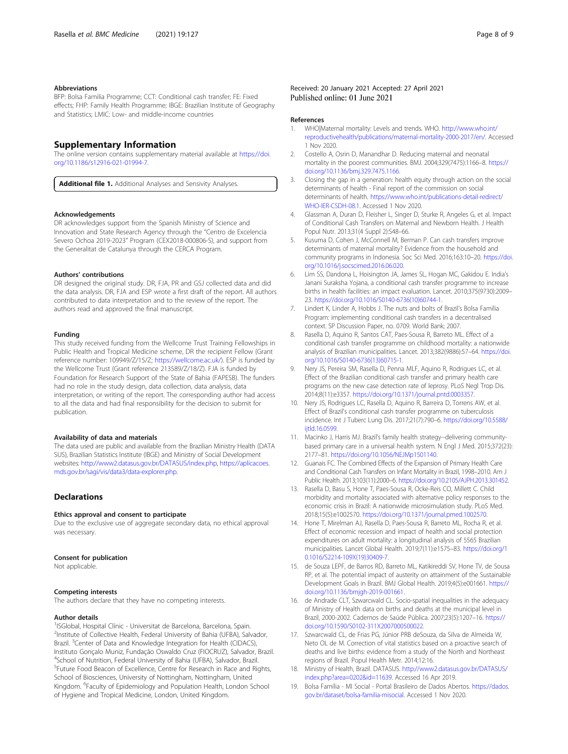### Abbreviations

BFP: Bolsa Familia Programme; CCT: Conditional cash transfer; FE: Fixed effects; FHP: Family Health Programme; IBGE: Brazilian Institute of Geography and Statistics; LMIC: Low- and middle-income countries

## Supplementary Information

The online version contains supplementary material available at https://doi.org/10.1186/s12916-021-01994-7.

**Additional file 1.** Additional Analyses and Sensivity Analyses.

### Acknowledgements

DR acknowledges support from the Spanish Ministry of Science and Innovation and State Research Agency through the "Centro de Excelencia Severo Ochoa 2019-2023" Program (CEX2018-000806-S), and support from the Generalitat de Catalunya through the CERCA Program.

### Authors' contributions

DR designed the original study. DR, FJA, PR and GSJ collected data and did the data analysis. DR, FJA and ESP wrote a first draft of the report. All authors contributed to data interpretation and to the review of the report. The authors read and approved the final manuscript.

### Funding

This study received funding from the Wellcome Trust Training Fellowships in Public Health and Tropical Medicine scheme, DR the recipient Fellow (Grant reference number: 109949/Z/15/Z; https://wellcome.ac.uk/). ESP is funded by the Wellcome Trust (Grant reference 213589/Z/18/Z). FJA is funded by Foundation for Research Support of the State of Bahia (FAPESB). The funders had no role in the study design, data collection, data analysis, data interpretation, or writing of the report. The corresponding author had access to all the data and had final responsibility for the decision to submit for publication.

### Availability of data and materials

The data used are public and available from the Brazilian Ministry Health (DATA SUS), Brazilian Statistics Institute (IBGE) and Ministry of Social Development websites: http://www2.datasus.gov.br/DATASUS/index.php, https://aplicacoes.mds.gov.br/sagi/vis/data3/data-explorer.php.

## Declarations

### Ethics approval and consent to participate

Due to the exclusive use of aggregate secondary data, no ethical approval was necessary.

### Consent for publication

Not applicable.

### Competing interests

The authors declare that they have no competing interests.

### Author details

[1]ISGlobal, Hospital Clínic - Universitat de Barcelona, Barcelona, Spain. [2]Institute of Collective Health, Federal University of Bahia (UFBA), Salvador, Brazil. [3]Center of Data and Knowledge Integration for Health (CIDACS), Instituto Gonçalo Oswaldo Cruz (FIOCRUZ), Salvador, Brazil. [4]School of Nutrition, Federal University of Bahia (UFBA), Salvador, Brazil. [5]Future Food Beacon of Excellence, Centre for Research in Race and Rights, School of Biosciences, University of Nottingham, Nottingham, United Kingdom. [6]Faculty of Epidemiology and Population Health, London School of Hygiene and Tropical Medicine, London, United Kingdom.

Received: 20 January 2021 Accepted: 27 April 2021
Published online: 01 June 2021

### References

1. WHO|Maternal mortality: Levels and trends. WHO. http://www.who.int/reproductivehealth/publications/maternal-mortality-2000-2017/en/. Accessed 1 Nov 2020.
2. Costello A, Osrin D, Manandhar D. Reducing maternal and neonatal mortality in the poorest communities. BMJ. 2004;329(7475):1166–8. https://doi.org/10.1136/bmj.329.7475.1166.
3. Closing the gap in a generation: health equity through action on the social determinants of health - Final report of the commission on social determinants of health. https://www.who.int/publications-detail-redirect/WHO-IER-CSDH-08.1. Accessed 1 Nov 2020.
4. Glassman A, Duran D, Fleisher L, Singer D, Sturke R, Angeles G, et al. Impact of Conditional Cash Transfers on Maternal and Newborn Health. J Health Popul Nutr. 2013;31(4 Suppl 2):S48–66.
5. Kusuma D, Cohen J, McConnell M, Berman P. Can cash transfers improve determinants of maternal mortality? Evidence from the household and community programs in Indonesia. Soc Sci Med. 2016;163:10–20. https://doi.org/10.1016/j.socscimed.2016.06.020.
6. Lim SS, Dandona L, Hoisington JA, James SL, Hogan MC, Gakidou E. India's Janani Suraksha Yojana, a conditional cash transfer programme to increase births in health facilities: an impact evaluation. Lancet. 2010;375(9730):2009–23. https://doi.org/10.1016/S0140-6736(10)60744-1.
7. Lindert K, Linder A, Hobbs J. The nuts and bolts of Brazil's Bolsa Família Program: implementing conditional cash transfers in a decentralised context. SP Discussion Paper, no. 0709. World Bank; 2007.
8. Rasella D, Aquino R, Santos CAT, Paes-Sousa R, Barreto ML. Effect of a conditional cash transfer programme on childhood mortality: a nationwide analysis of Brazilian municipalities. Lancet. 2013;382(9886):57–64. https://doi.org/10.1016/S0140-6736(13)60715-1.
9. Nery JS, Pereira SM, Rasella D, Penna MLF, Aquino R, Rodrigues LC, et al. Effect of the Brazilian conditional cash transfer and primary health care programs on the new case detection rate of leprosy. PLoS Negl Trop Dis. 2014;8(11):e3357. https://doi.org/10.1371/journal.pntd.0003357.
10. Nery JS, Rodrigues LC, Rasella D, Aquino R, Barreira D, Torrens AW, et al. Effect of Brazil's conditional cash transfer programme on tuberculosis incidence. Int J Tuberc Lung Dis. 2017;21(7):790–6. https://doi.org/10.5588/ijtld.16.0599.
11. Macinko J, Harris MJ. Brazil's family health strategy--delivering community-based primary care in a universal health system. N Engl J Med. 2015;372(23):2177–81. https://doi.org/10.1056/NEJMp1501140.
12. Guanais FC. The Combined Effects of the Expansion of Primary Health Care and Conditional Cash Transfers on Infant Mortality in Brazil, 1998–2010. Am J Public Health. 2013;103(11):2000–6. https://doi.org/10.2105/AJPH.2013.301452.
13. Rasella D, Basu S, Hone T, Paes-Sousa R, Ocke-Reis CO, Millett C. Child morbidity and mortality associated with alternative policy responses to the economic crisis in Brazil: A nationwide microsimulation study. PLoS Med. 2018;15(5):e1002570. https://doi.org/10.1371/journal.pmed.1002570.
14. Hone T, Mirelman AJ, Rasella D, Paes-Sousa R, Barreto ML, Rocha R, et al. Effect of economic recession and impact of health and social protection expenditures on adult mortality: a longitudinal analysis of 5565 Brazilian municipalities. Lancet Global Health. 2019;7(11):e1575–83. https://doi.org/10.1016/S2214-109X(19)30409-7.
15. de Souza LEPF, de Barros RD, Barreto ML, Katikireddi SV, Hone TV, de Sousa RP, et al. The potential impact of austerity on attainment of the Sustainable Development Goals in Brazil. BMJ Global Health. 2019;4(5):e001661. https://doi.org/10.1136/bmjgh-2019-001661.
16. de Andrade CLT, Szwarcwald CL. Socio-spatial inequalities in the adequacy of Ministry of Health data on births and deaths at the municipal level in Brazil, 2000-2002. Cadernos de Saúde Pública. 2007;23(5):1207–16. https://doi.org/10.1590/S0102-311X2007000500022.
17. Szwarcwald CL, de Frias PG, Júnior PRB deSouza, da Silva de Almeida W, Neto OL de M. Correction of vital statistics based on a proactive search of deaths and live births: evidence from a study of the North and Northeast regions of Brazil. Popul Health Metr. 2014;12:16.
18. Ministry of Health, Brazil. DATASUS. http://www2.datasus.gov.br/DATASUS/index.php?area=0202&id=11639. Accessed 16 Apr 2019.
19. Bolsa Família - MI Social - Portal Brasileiro de Dados Abertos. https://dados.gov.br/dataset/bolsa-familia-misocial. Accessed 1 Nov 2020.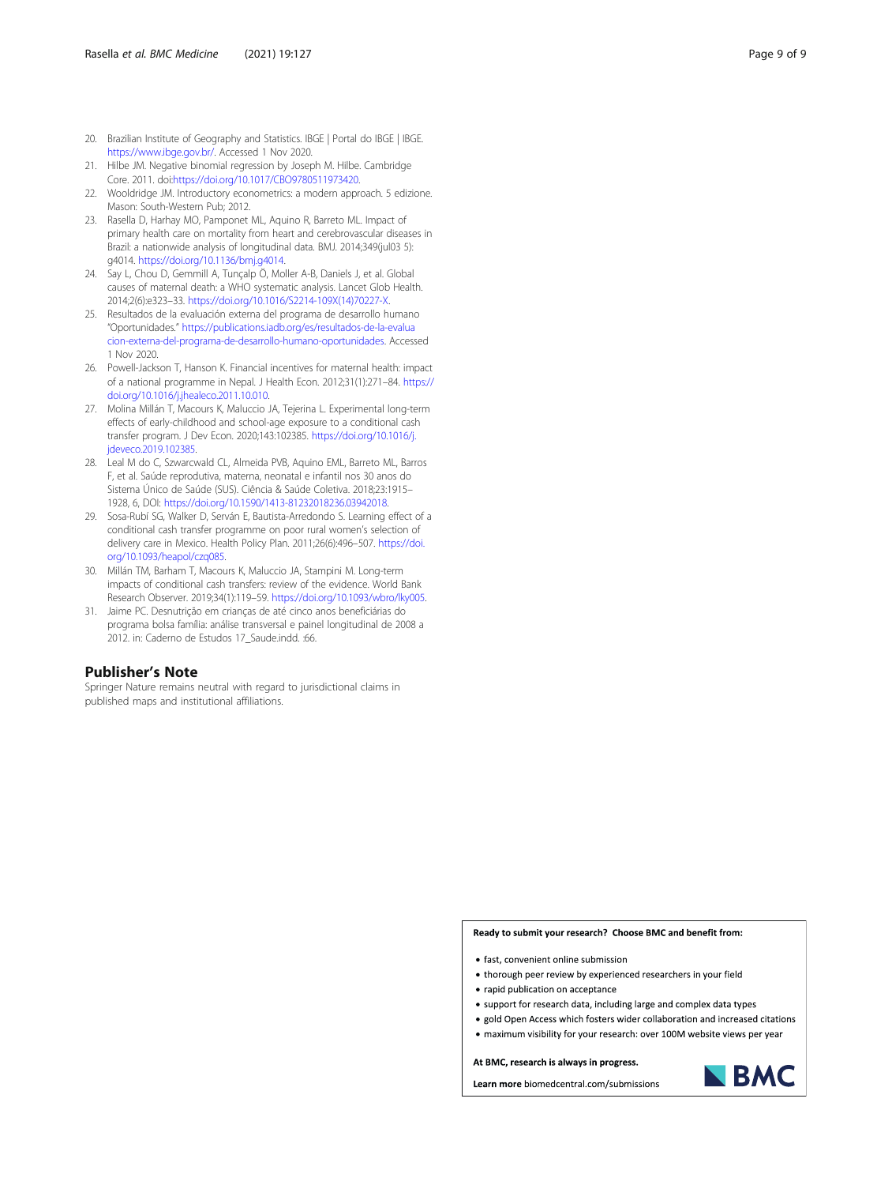20. Brazilian Institute of Geography and Statistics. IBGE | Portal do IBGE | IBGE. https://www.ibge.gov.br/. Accessed 1 Nov 2020.
21. Hilbe JM. Negative binomial regression by Joseph M. Hilbe. Cambridge Core. 2011. doi:https://doi.org/10.1017/CBO9780511973420.
22. Wooldridge JM. Introductory econometrics: a modern approach. 5 edizione. Mason: South-Western Pub; 2012.
23. Rasella D, Harhay MO, Pamponet ML, Aquino R, Barreto ML. Impact of primary health care on mortality from heart and cerebrovascular diseases in Brazil: a nationwide analysis of longitudinal data. BMJ. 2014;349(jul03 5): g4014. https://doi.org/10.1136/bmj.g4014.
24. Say L, Chou D, Gemmill A, Tunçalp Ö, Moller A-B, Daniels J, et al. Global causes of maternal death: a WHO systematic analysis. Lancet Glob Health. 2014;2(6):e323–33. https://doi.org/10.1016/S2214-109X(14)70227-X.
25. Resultados de la evaluación externa del programa de desarrollo humano "Oportunidades." https://publications.iadb.org/es/resultados-de-la-evaluacion-externa-del-programa-de-desarrollo-humano-oportunidades. Accessed 1 Nov 2020.
26. Powell-Jackson T, Hanson K. Financial incentives for maternal health: impact of a national programme in Nepal. J Health Econ. 2012;31(1):271–84. https://doi.org/10.1016/j.jhealeco.2011.10.010.
27. Molina Millán T, Macours K, Maluccio JA, Tejerina L. Experimental long-term effects of early-childhood and school-age exposure to a conditional cash transfer program. J Dev Econ. 2020;143:102385. https://doi.org/10.1016/j.jdeveco.2019.102385.
28. Leal M do C, Szwarcwald CL, Almeida PVB, Aquino EML, Barreto ML, Barros F, et al. Saúde reprodutiva, materna, neonatal e infantil nos 30 anos do Sistema Único de Saúde (SUS). Ciência & Saúde Coletiva. 2018;23:1915–1928, 6, DOI: https://doi.org/10.1590/1413-81232018236.03942018.
29. Sosa-Rubí SG, Walker D, Serván E, Bautista-Arredondo S. Learning effect of a conditional cash transfer programme on poor rural women's selection of delivery care in Mexico. Health Policy Plan. 2011;26(6):496–507. https://doi.org/10.1093/heapol/czq085.
30. Millán TM, Barham T, Macours K, Maluccio JA, Stampini M. Long-term impacts of conditional cash transfers: review of the evidence. World Bank Research Observer. 2019;34(1):119–59. https://doi.org/10.1093/wbro/lky005.
31. Jaime PC. Desnutrição em crianças de até cinco anos beneficiárias do programa bolsa família: análise transversal e painel longitudinal de 2008 a 2012. in: Caderno de Estudos 17_Saude.indd. :66.

## Publisher's Note

Springer Nature remains neutral with regard to jurisdictional claims in published maps and institutional affiliations.

**Ready to submit your research? Choose BMC and benefit from:**

- fast, convenient online submission
- thorough peer review by experienced researchers in your field
- rapid publication on acceptance
- support for research data, including large and complex data types
- gold Open Access which fosters wider collaboration and increased citations
- maximum visibility for your research: over 100M website views per year

**At BMC, research is always in progress.**

**Learn more** biomedcentral.com/submissions

BMC